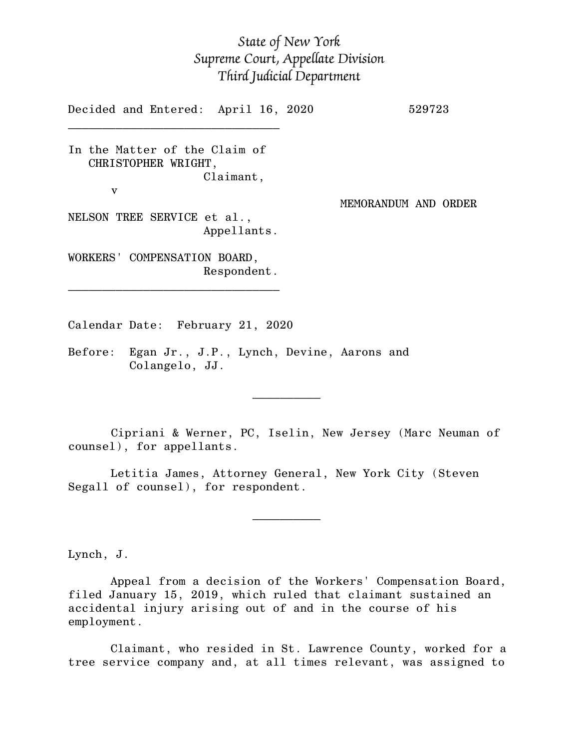*State of New York*
*Supreme Court, Appellate Division*
*Third Judicial Department*

Decided and Entered: April 16, 2020 529723

________________________________

In the Matter of the Claim of
CHRISTOPHER WRIGHT,
Claimant,
v

MEMORANDUM AND ORDER

NELSON TREE SERVICE et al.,
Appellants.

WORKERS' COMPENSATION BOARD,
Respondent.

________________________________

Calendar Date: February 21, 2020

Before: Egan Jr., J.P., Lynch, Devine, Aarons and Colangelo, JJ.

__________

Cipriani & Werner, PC, Iselin, New Jersey (Marc Neuman of counsel), for appellants.

Letitia James, Attorney General, New York City (Steven Segall of counsel), for respondent.

__________

Lynch, J.

Appeal from a decision of the Workers' Compensation Board, filed January 15, 2019, which ruled that claimant sustained an accidental injury arising out of and in the course of his employment.

Claimant, who resided in St. Lawrence County, worked for a tree service company and, at all times relevant, was assigned to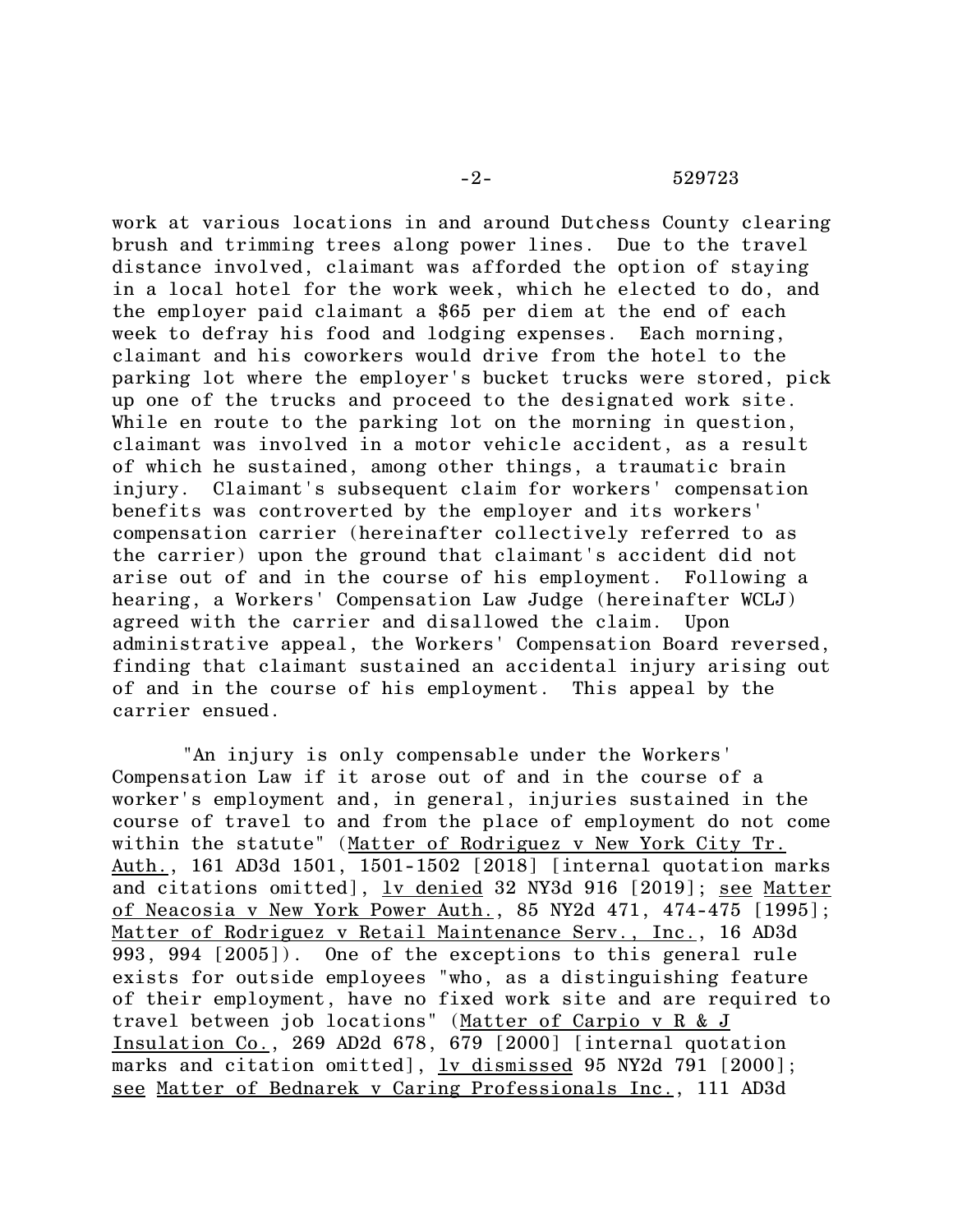work at various locations in and around Dutchess County clearing brush and trimming trees along power lines. Due to the travel distance involved, claimant was afforded the option of staying in a local hotel for the work week, which he elected to do, and the employer paid claimant a $65 per diem at the end of each week to defray his food and lodging expenses. Each morning, claimant and his coworkers would drive from the hotel to the parking lot where the employer's bucket trucks were stored, pick up one of the trucks and proceed to the designated work site. While en route to the parking lot on the morning in question, claimant was involved in a motor vehicle accident, as a result of which he sustained, among other things, a traumatic brain injury. Claimant's subsequent claim for workers' compensation benefits was controverted by the employer and its workers' compensation carrier (hereinafter collectively referred to as the carrier) upon the ground that claimant's accident did not arise out of and in the course of his employment. Following a hearing, a Workers' Compensation Law Judge (hereinafter WCLJ) agreed with the carrier and disallowed the claim. Upon administrative appeal, the Workers' Compensation Board reversed, finding that claimant sustained an accidental injury arising out of and in the course of his employment. This appeal by the carrier ensued.

"An injury is only compensable under the Workers' Compensation Law if it arose out of and in the course of a worker's employment and, in general, injuries sustained in the course of travel to and from the place of employment do not come within the statute" (Matter of Rodriguez v New York City Tr. Auth., 161 AD3d 1501, 1501-1502 [2018] [internal quotation marks and citations omitted], lv denied 32 NY3d 916 [2019]; see Matter of Neacosia v New York Power Auth., 85 NY2d 471, 474-475 [1995]; Matter of Rodriguez v Retail Maintenance Serv., Inc., 16 AD3d 993, 994 [2005]). One of the exceptions to this general rule exists for outside employees "who, as a distinguishing feature of their employment, have no fixed work site and are required to travel between job locations" (Matter of Carpio v R & J Insulation Co., 269 AD2d 678, 679 [2000] [internal quotation marks and citation omitted], lv dismissed 95 NY2d 791 [2000]; see Matter of Bednarek v Caring Professionals Inc., 111 AD3d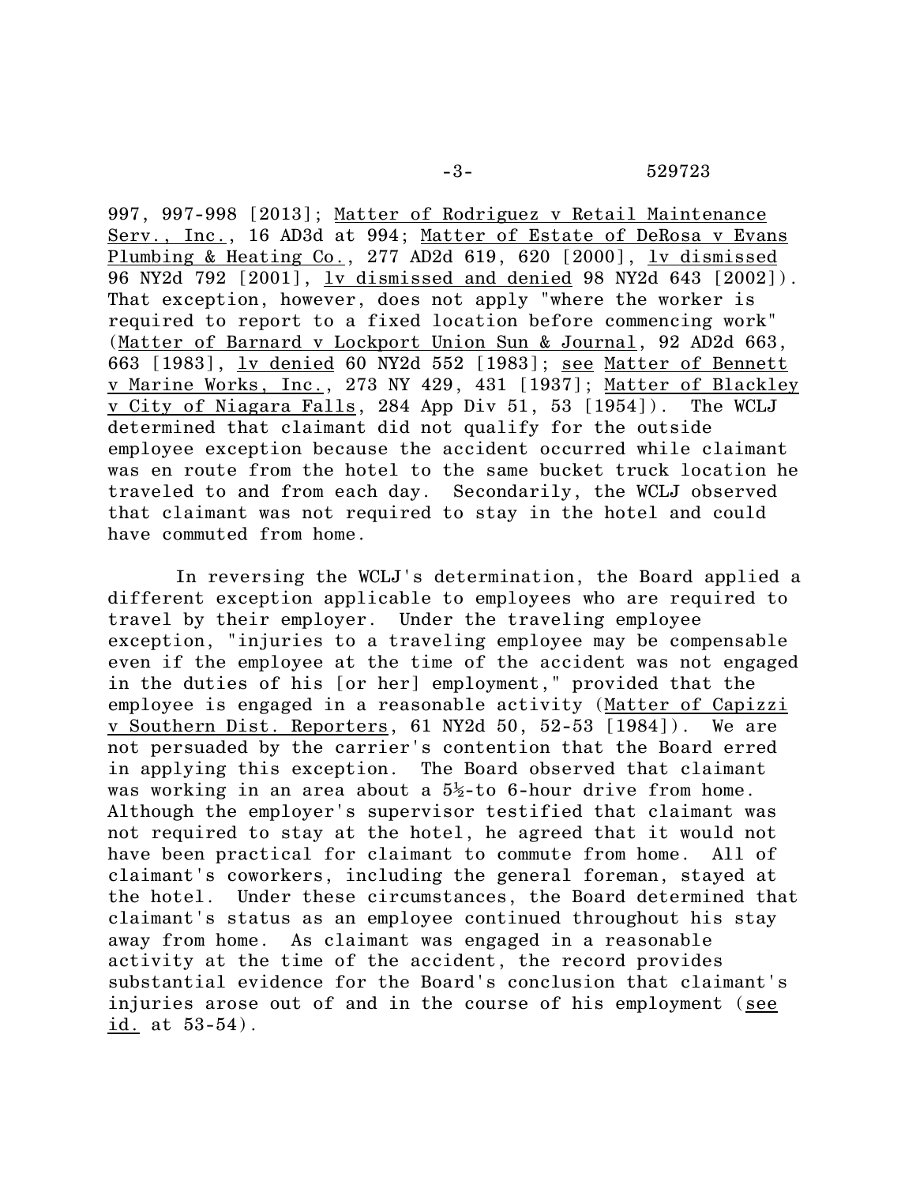997, 997-998 [2013]; Matter of Rodriguez v Retail Maintenance Serv., Inc., 16 AD3d at 994; Matter of Estate of DeRosa v Evans Plumbing & Heating Co., 277 AD2d 619, 620 [2000], lv dismissed 96 NY2d 792 [2001], lv dismissed and denied 98 NY2d 643 [2002]). That exception, however, does not apply "where the worker is required to report to a fixed location before commencing work" (Matter of Barnard v Lockport Union Sun & Journal, 92 AD2d 663, 663 [1983], lv denied 60 NY2d 552 [1983]; see Matter of Bennett v Marine Works, Inc., 273 NY 429, 431 [1937]; Matter of Blackley v City of Niagara Falls, 284 App Div 51, 53 [1954]). The WCLJ determined that claimant did not qualify for the outside employee exception because the accident occurred while claimant was en route from the hotel to the same bucket truck location he traveled to and from each day. Secondarily, the WCLJ observed that claimant was not required to stay in the hotel and could have commuted from home.

In reversing the WCLJ's determination, the Board applied a different exception applicable to employees who are required to travel by their employer. Under the traveling employee exception, "injuries to a traveling employee may be compensable even if the employee at the time of the accident was not engaged in the duties of his [or her] employment," provided that the employee is engaged in a reasonable activity (Matter of Capizzi v Southern Dist. Reporters, 61 NY2d 50, 52-53 [1984]). We are not persuaded by the carrier's contention that the Board erred in applying this exception. The Board observed that claimant was working in an area about a 5½-to 6-hour drive from home. Although the employer's supervisor testified that claimant was not required to stay at the hotel, he agreed that it would not have been practical for claimant to commute from home. All of claimant's coworkers, including the general foreman, stayed at the hotel. Under these circumstances, the Board determined that claimant's status as an employee continued throughout his stay away from home. As claimant was engaged in a reasonable activity at the time of the accident, the record provides substantial evidence for the Board's conclusion that claimant's injuries arose out of and in the course of his employment (see id. at 53-54).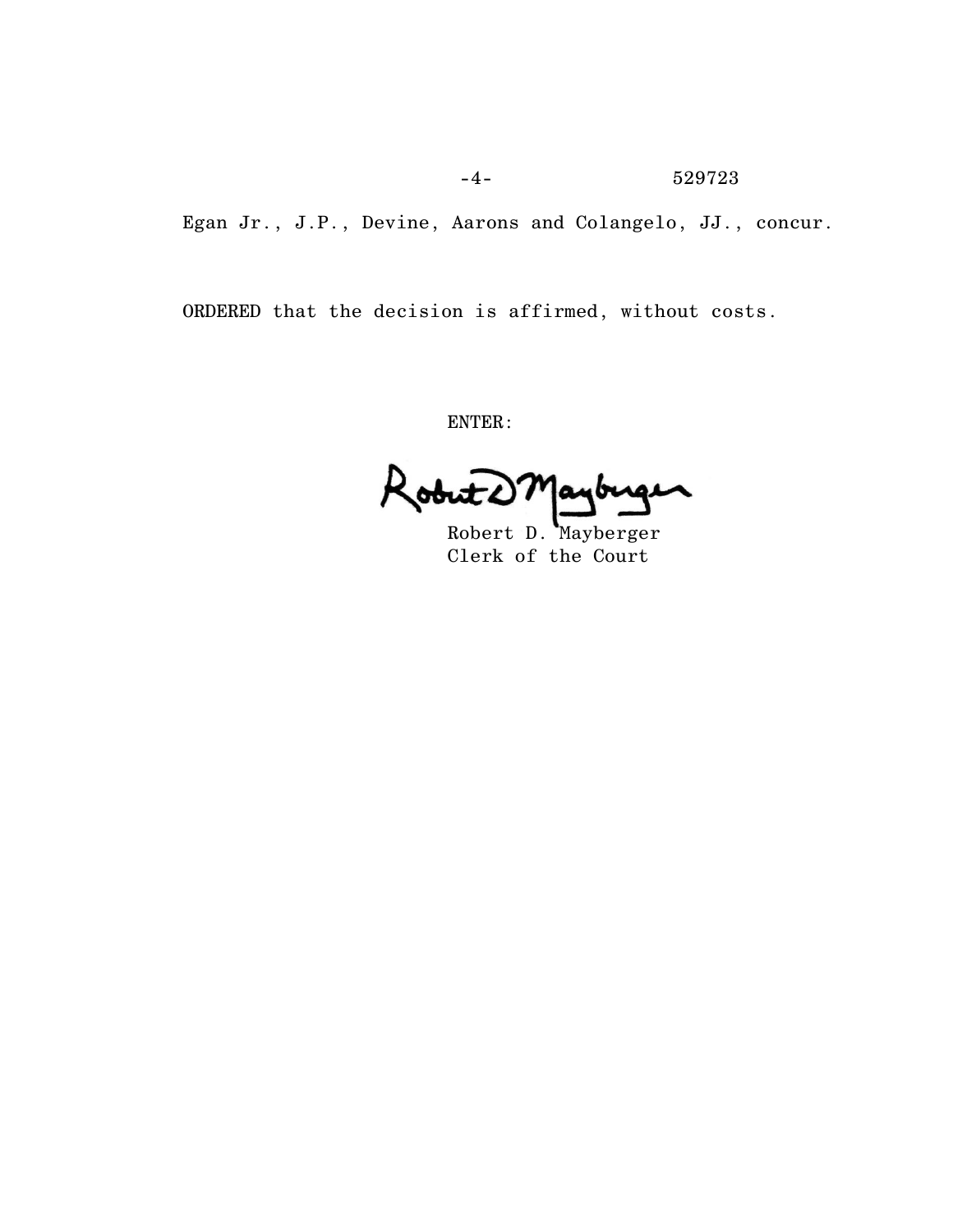Egan Jr., J.P., Devine, Aarons and Colangelo, JJ., concur.

ORDERED that the decision is affirmed, without costs.

ENTER:

Robert D. Mayberger
Clerk of the Court